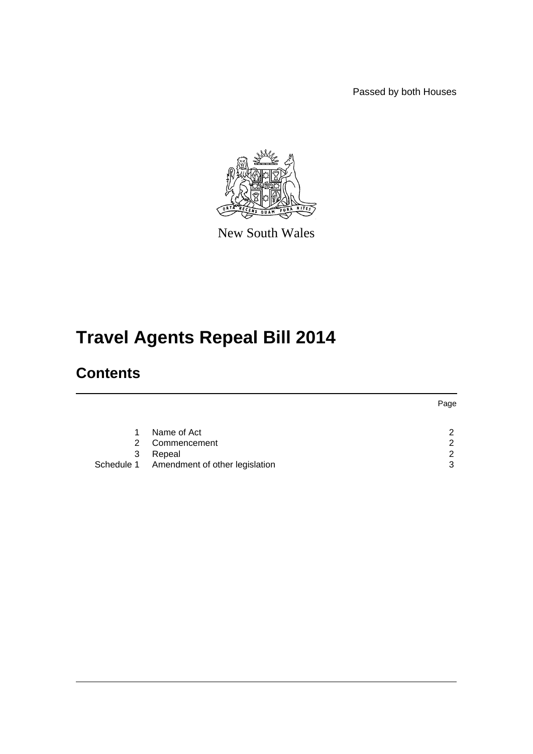Passed by both Houses

New South Wales

# Travel Agents Repeal Bill 2014

## Contents

| | | Page |
|---|---|---|
| 1 | Name of Act | 2 |
| 2 | Commencement | 2 |
| 3 | Repeal | 2 |
| Schedule 1 | Amendment of other legislation | 3 |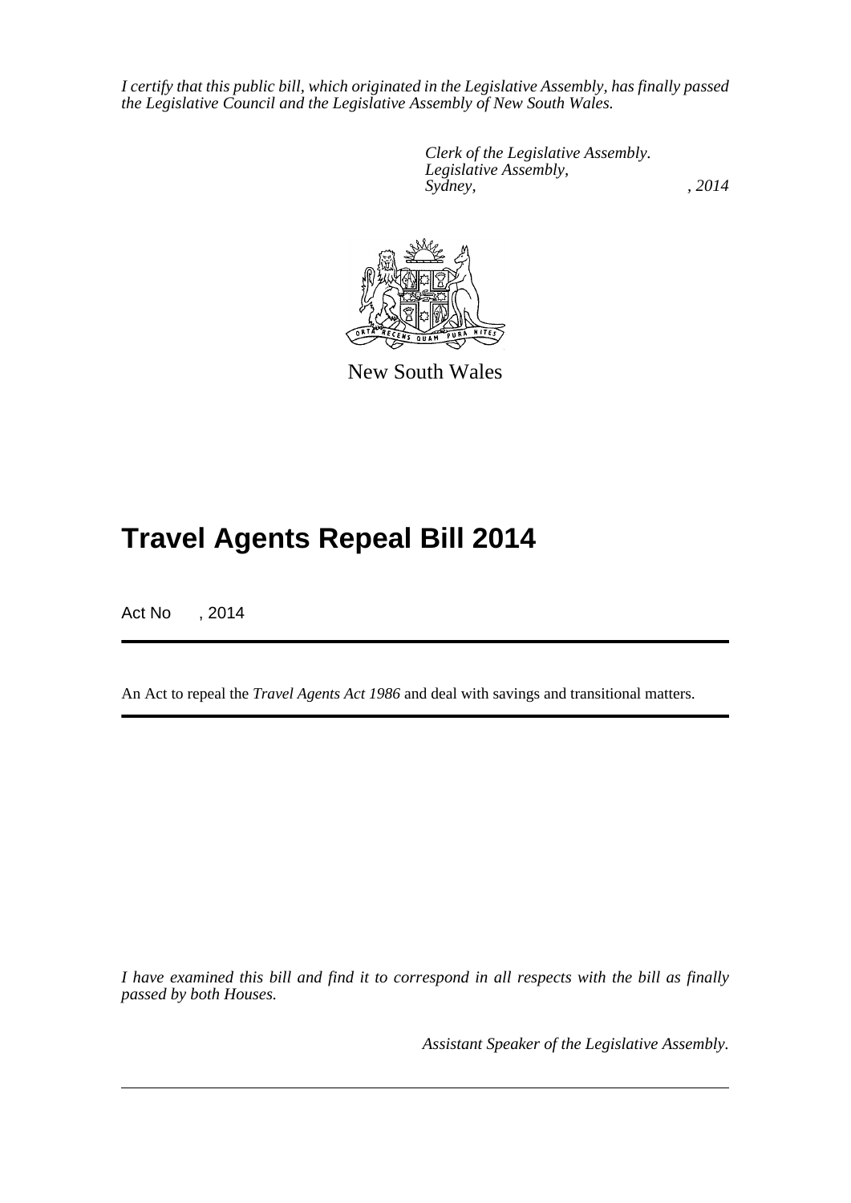*I certify that this public bill, which originated in the Legislative Assembly, has finally passed the Legislative Council and the Legislative Assembly of New South Wales.*

*Clerk of the Legislative Assembly.*
*Legislative Assembly,*
*Sydney, , 2014*

New South Wales

# Travel Agents Repeal Bill 2014

Act No , 2014

An Act to repeal the *Travel Agents Act 1986* and deal with savings and transitional matters.

*I have examined this bill and find it to correspond in all respects with the bill as finally passed by both Houses.*

*Assistant Speaker of the Legislative Assembly.*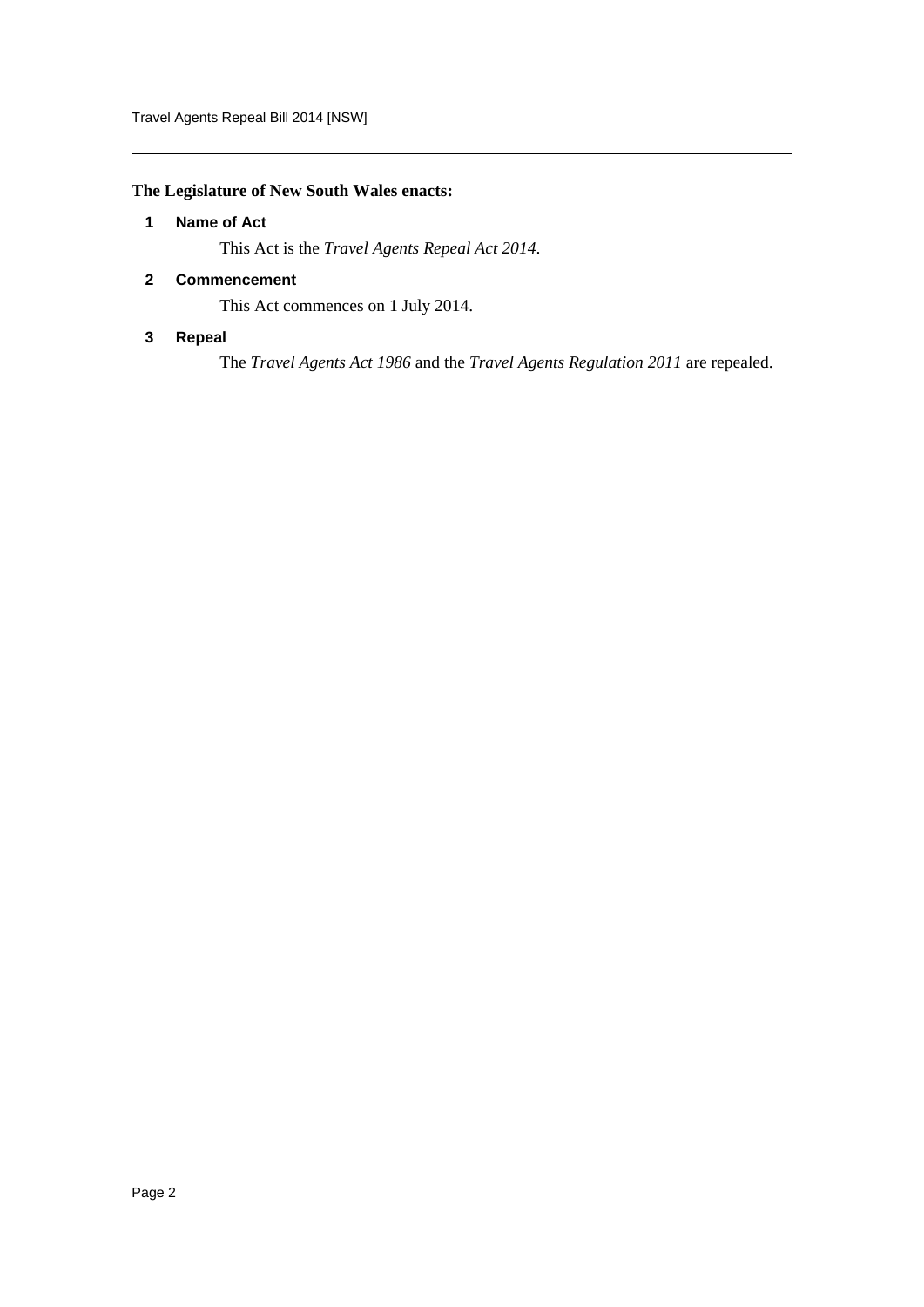**The Legislature of New South Wales enacts:**

## 1 Name of Act

This Act is the *Travel Agents Repeal Act 2014*.

## 2 Commencement

This Act commences on 1 July 2014.

## 3 Repeal

The *Travel Agents Act 1986* and the *Travel Agents Regulation 2011* are repealed.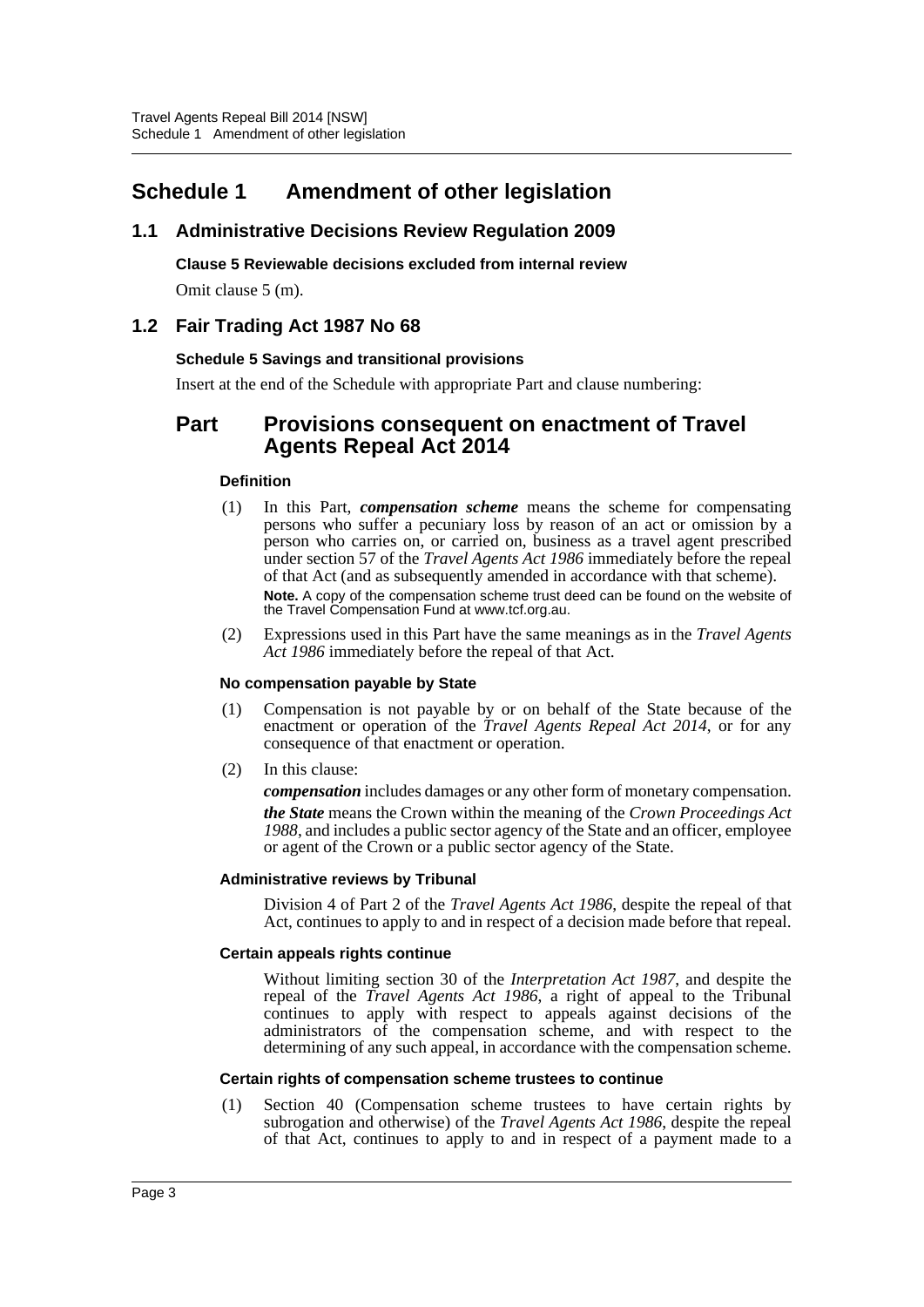# Schedule 1 Amendment of other legislation

## 1.1 Administrative Decisions Review Regulation 2009

**Clause 5 Reviewable decisions excluded from internal review**

Omit clause 5 (m).

## 1.2 Fair Trading Act 1987 No 68

**Schedule 5 Savings and transitional provisions**

Insert at the end of the Schedule with appropriate Part and clause numbering:

## Part Provisions consequent on enactment of Travel Agents Repeal Act 2014

**Definition**

(1) In this Part, ***compensation scheme*** means the scheme for compensating persons who suffer a pecuniary loss by reason of an act or omission by a person who carries on, or carried on, business as a travel agent prescribed under section 57 of the *Travel Agents Act 1986* immediately before the repeal of that Act (and as subsequently amended in accordance with that scheme).

**Note.** A copy of the compensation scheme trust deed can be found on the website of the Travel Compensation Fund at www.tcf.org.au.

(2) Expressions used in this Part have the same meanings as in the *Travel Agents Act 1986* immediately before the repeal of that Act.

**No compensation payable by State**

(1) Compensation is not payable by or on behalf of the State because of the enactment or operation of the *Travel Agents Repeal Act 2014*, or for any consequence of that enactment or operation.

(2) In this clause:

***compensation*** includes damages or any other form of monetary compensation.

***the State*** means the Crown within the meaning of the *Crown Proceedings Act 1988*, and includes a public sector agency of the State and an officer, employee or agent of the Crown or a public sector agency of the State.

**Administrative reviews by Tribunal**

Division 4 of Part 2 of the *Travel Agents Act 1986*, despite the repeal of that Act, continues to apply to and in respect of a decision made before that repeal.

**Certain appeals rights continue**

Without limiting section 30 of the *Interpretation Act 1987*, and despite the repeal of the *Travel Agents Act 1986*, a right of appeal to the Tribunal continues to apply with respect to appeals against decisions of the administrators of the compensation scheme, and with respect to the determining of any such appeal, in accordance with the compensation scheme.

**Certain rights of compensation scheme trustees to continue**

(1) Section 40 (Compensation scheme trustees to have certain rights by subrogation and otherwise) of the *Travel Agents Act 1986*, despite the repeal of that Act, continues to apply to and in respect of a payment made to a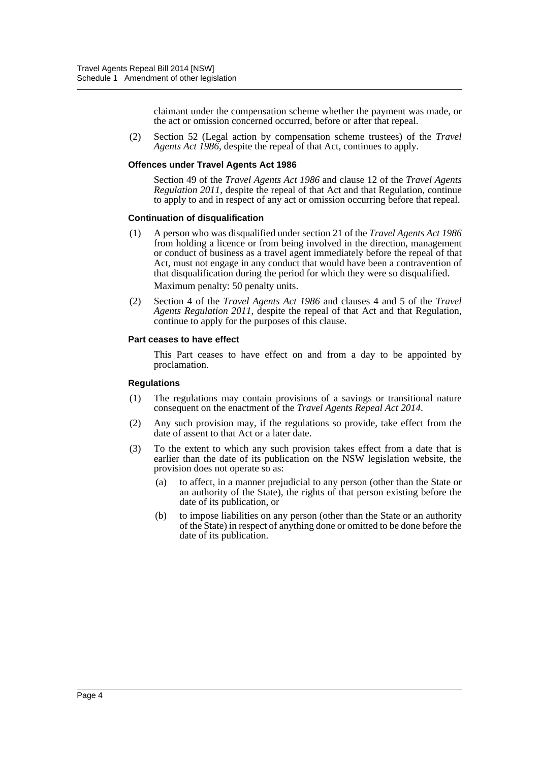claimant under the compensation scheme whether the payment was made, or the act or omission concerned occurred, before or after that repeal.

(2) Section 52 (Legal action by compensation scheme trustees) of the *Travel Agents Act 1986*, despite the repeal of that Act, continues to apply.

**Offences under Travel Agents Act 1986**

Section 49 of the *Travel Agents Act 1986* and clause 12 of the *Travel Agents Regulation 2011*, despite the repeal of that Act and that Regulation, continue to apply to and in respect of any act or omission occurring before that repeal.

**Continuation of disqualification**

(1) A person who was disqualified under section 21 of the *Travel Agents Act 1986* from holding a licence or from being involved in the direction, management or conduct of business as a travel agent immediately before the repeal of that Act, must not engage in any conduct that would have been a contravention of that disqualification during the period for which they were so disqualified.

Maximum penalty: 50 penalty units.

(2) Section 4 of the *Travel Agents Act 1986* and clauses 4 and 5 of the *Travel Agents Regulation 2011*, despite the repeal of that Act and that Regulation, continue to apply for the purposes of this clause.

**Part ceases to have effect**

This Part ceases to have effect on and from a day to be appointed by proclamation.

**Regulations**

(1) The regulations may contain provisions of a savings or transitional nature consequent on the enactment of the *Travel Agents Repeal Act 2014*.

(2) Any such provision may, if the regulations so provide, take effect from the date of assent to that Act or a later date.

(3) To the extent to which any such provision takes effect from a date that is earlier than the date of its publication on the NSW legislation website, the provision does not operate so as:

(a) to affect, in a manner prejudicial to any person (other than the State or an authority of the State), the rights of that person existing before the date of its publication, or

(b) to impose liabilities on any person (other than the State or an authority of the State) in respect of anything done or omitted to be done before the date of its publication.